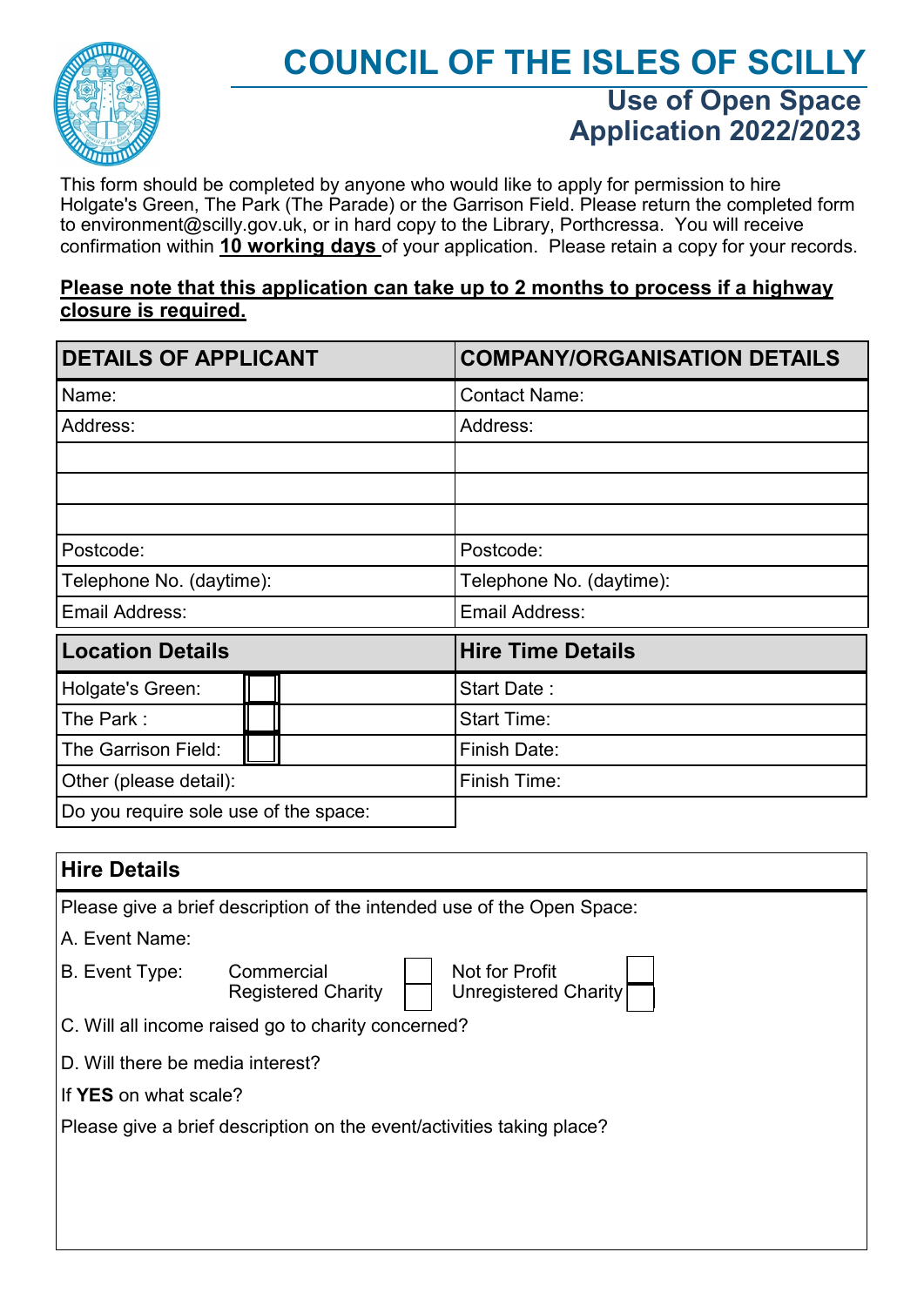# COUNCIL OF THE ISLES OF SCILLY

## Use of Open Space Application 2022/2023

This form should be completed by anyone who would like to apply for permission to hire Holgate's Green, The Park (The Parade) or the Garrison Field. Please return the completed form to environment@scilly.gov.uk, or in hard copy to the Library, Porthcressa. You will receive confirmation within **10 working days** of your application. Please retain a copy for your records.

**Please note that this application can take up to 2 months to process if a highway closure is required.**

| DETAILS OF APPLICANT | COMPANY/ORGANISATION DETAILS |
|---|---|
| Name: | Contact Name: |
| Address: | Address: |
| | |
| | |
| | |
| Postcode: | Postcode: |
| Telephone No. (daytime): | Telephone No. (daytime): |
| Email Address: | Email Address: |

| Location Details | | Hire Time Details |
|---|---|---|
| Holgate's Green: | ☐ | Start Date : |
| The Park : | ☐ | Start Time: |
| The Garrison Field: | ☐ | Finish Date: |
| Other (please detail): | | Finish Time: |
| Do you require sole use of the space: | | |

### Hire Details

Please give a brief description of the intended use of the Open Space:

A. Event Name:

B. Event Type: Commercial ☐ Not for Profit ☐ Registered Charity ☐ Unregistered Charity ☐

C. Will all income raised go to charity concerned?

D. Will there be media interest?

If **YES** on what scale?

Please give a brief description on the event/activities taking place?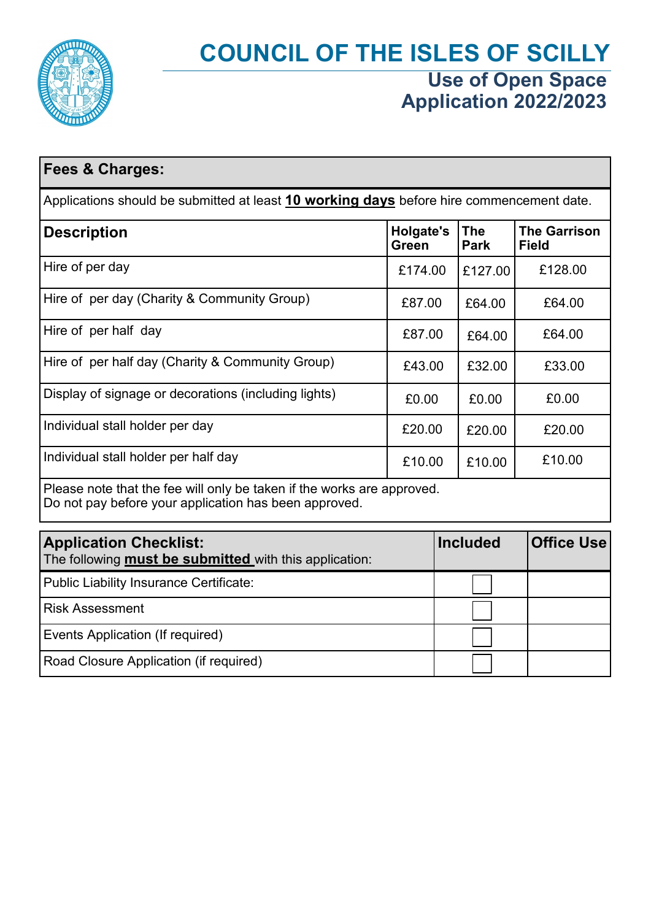# COUNCIL OF THE ISLES OF SCILLY

## Use of Open Space Application 2022/2023

| **Fees & Charges:** | | | |
|---|---|---|---|
| Applications should be submitted at least **10 working days** before hire commencement date. | | | |
| **Description** | **Holgate's Green** | **The Park** | **The Garrison Field** |
| Hire of per day | £174.00 | £127.00 | £128.00 |
| Hire of per day (Charity & Community Group) | £87.00 | £64.00 | £64.00 |
| Hire of per half day | £87.00 | £64.00 | £64.00 |
| Hire of per half day (Charity & Community Group) | £43.00 | £32.00 | £33.00 |
| Display of signage or decorations (including lights) | £0.00 | £0.00 | £0.00 |
| Individual stall holder per day | £20.00 | £20.00 | £20.00 |
| Individual stall holder per half day | £10.00 | £10.00 | £10.00 |

Please note that the fee will only be taken if the works are approved.
Do not pay before your application has been approved.

| **Application Checklist:** The following **must be submitted** with this application: | **Included** | **Office Use** |
|---|---|---|
| Public Liability Insurance Certificate: | ☐ | |
| Risk Assessment | ☐ | |
| Events Application (If required) | ☐ | |
| Road Closure Application (if required) | ☐ | |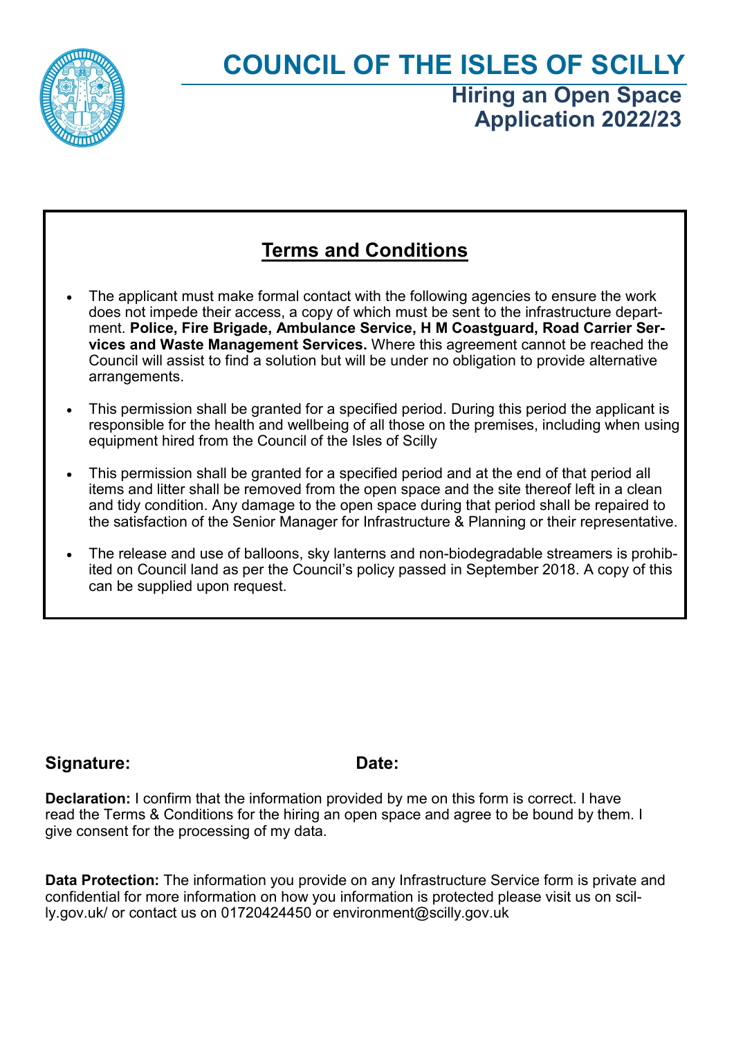# COUNCIL OF THE ISLES OF SCILLY

## Hiring an Open Space Application 2022/23

## Terms and Conditions

- The applicant must make formal contact with the following agencies to ensure the work does not impede their access, a copy of which must be sent to the infrastructure department. **Police, Fire Brigade, Ambulance Service, H M Coastguard, Road Carrier Services and Waste Management Services.** Where this agreement cannot be reached the Council will assist to find a solution but will be under no obligation to provide alternative arrangements.
- This permission shall be granted for a specified period. During this period the applicant is responsible for the health and wellbeing of all those on the premises, including when using equipment hired from the Council of the Isles of Scilly
- This permission shall be granted for a specified period and at the end of that period all items and litter shall be removed from the open space and the site thereof left in a clean and tidy condition. Any damage to the open space during that period shall be repaired to the satisfaction of the Senior Manager for Infrastructure & Planning or their representative.
- The release and use of balloons, sky lanterns and non-biodegradable streamers is prohibited on Council land as per the Council's policy passed in September 2018. A copy of this can be supplied upon request.

**Signature:** **Date:**

**Declaration:** I confirm that the information provided by me on this form is correct. I have read the Terms & Conditions for the hiring an open space and agree to be bound by them. I give consent for the processing of my data.

**Data Protection:** The information you provide on any Infrastructure Service form is private and confidential for more information on how you information is protected please visit us on scilly.gov.uk/ or contact us on 01720424450 or environment@scilly.gov.uk